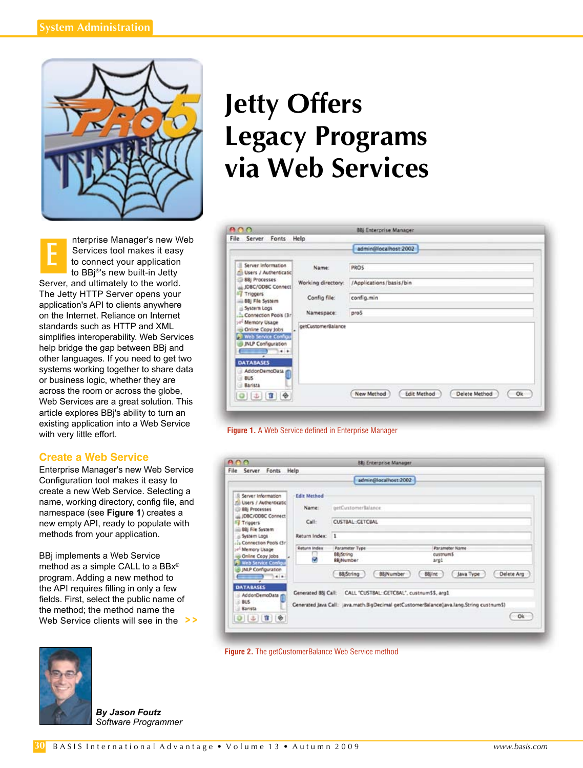# Jetty Offers Legacy Programs via Web Services

Enterprise Manager's new Web Services tool makes it easy to connect your application to BBj®'s new built-in Jetty Server, and ultimately to the world. The Jetty HTTP Server opens your application's API to clients anywhere on the Internet. Reliance on Internet standards such as HTTP and XML simplifies interoperability. Web Services help bridge the gap between BBj and other languages. If you need to get two systems working together to share data or business logic, whether they are across the room or across the globe, Web Services are a great solution. This article explores BBj's ability to turn an existing application into a Web Service with very little effort.

## Create a Web Service

Enterprise Manager's new Web Service Configuration tool makes it easy to create a new Web Service. Selecting a name, working directory, config file, and namespace (see **Figure 1**) creates a new empty API, ready to populate with methods from your application.

BBj implements a Web Service method as a simple CALL to a BBx® program. Adding a new method to the API requires filling in only a few fields. First, select the public name of the method; the method name the Web Service clients will see in the >>

**Figure 1.** A Web Service defined in Enterprise Manager

**Figure 2.** The getCustomerBalance Web Service method

*By Jason Foutz*
*Software Programmer*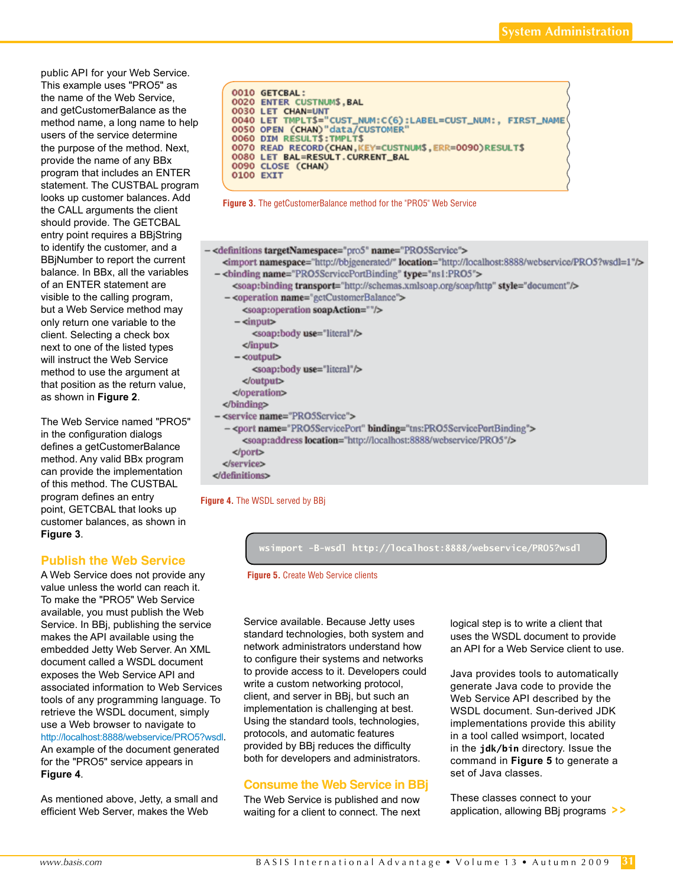public API for your Web Service. This example uses "PRO5" as the name of the Web Service, and getCustomerBalance as the method name, a long name to help users of the service determine the purpose of the method. Next, provide the name of any BBx program that includes an ENTER statement. The CUSTBAL program looks up customer balances. Add the CALL arguments the client should provide. The GETCBAL entry point requires a BBjString to identify the customer, and a BBjNumber to report the current balance. In BBx, all the variables of an ENTER statement are visible to the calling program, but a Web Service method may only return one variable to the client. Selecting a check box next to one of the listed types will instruct the Web Service method to use the argument at that position as the return value, as shown in **Figure 2**.

The Web Service named "PRO5" in the configuration dialogs defines a getCustomerBalance method. Any valid BBx program can provide the implementation of this method. The CUSTBAL program defines an entry point, GETCBAL that looks up customer balances, as shown in **Figure 3**.

```
0010 GETCBAL:
0020 ENTER CUSTNUM$,BAL
0030 LET CHAN=UNT
0040 LET TMPLT$="CUST_NUM:C(6):LABEL=CUST_NUM:, FIRST_NAME
0050 OPEN (CHAN)"data/CUSTOMER"
0060 DIM RESULT$:TMPLT$
0070 READ RECORD(CHAN,KEY=CUSTNUM$,ERR=0090)RESULT$
0080 LET BAL=RESULT.CURRENT_BAL
0090 CLOSE (CHAN)
0100 EXIT
```

**Figure 3.** The getCustomerBalance method for the "PRO5" Web Service

```
- <definitions targetNamespace="pro5" name="PRO5Service">
    <import namespace="http://bbjgenerated/" location="http://localhost:8888/webservice/PRO5?wsdl=1"/>
  - <binding name="PRO5ServicePortBinding" type="ns1:PRO5">
      <soap:binding transport="http://schemas.xmlsoap.org/soap/http" style="document"/>
    - <operation name="getCustomerBalance">
        <soap:operation soapAction=""/>
      - <input>
          <soap:body use="literal"/>
        </input>
      - <output>
          <soap:body use="literal"/>
        </output>
      </operation>
    </binding>
  - <service name="PRO5Service">
    - <port name="PRO5ServicePort" binding="tns:PRO5ServicePortBinding">
        <soap:address location="http://localhost:8888/webservice/PRO5"/>
      </port>
    </service>
</definitions>
```

**Figure 4.** The WSDL served by BBj

## Publish the Web Service

A Web Service does not provide any value unless the world can reach it. To make the "PRO5" Web Service available, you must publish the Web Service. In BBj, publishing the service makes the API available using the embedded Jetty Web Server. An XML document called a WSDL document exposes the Web Service API and associated information to Web Services tools of any programming language. To retrieve the WSDL document, simply use a Web browser to navigate to http://localhost:8888/webservice/PRO5?wsdl. An example of the document generated for the "PRO5" service appears in **Figure 4**.

As mentioned above, Jetty, a small and efficient Web Server, makes the Web Service available. Because Jetty uses standard technologies, both system and network administrators understand how to configure their systems and networks to provide access to it. Developers could write a custom networking protocol, client, and server in BBj, but such an implementation is challenging at best. Using the standard tools, technologies, protocols, and automatic features provided by BBj reduces the difficulty both for developers and administrators.

```
wsimport -B-wsdl http://localhost:8888/webservice/PRO5?wsdl
```

**Figure 5.** Create Web Service clients

## Consume the Web Service in BBj

The Web Service is published and now waiting for a client to connect. The next logical step is to write a client that uses the WSDL document to provide an API for a Web Service client to use.

Java provides tools to automatically generate Java code to provide the Web Service API described by the WSDL document. Sun-derived JDK implementations provide this ability in a tool called wsimport, located in the `jdk/bin` directory. Issue the command in **Figure 5** to generate a set of Java classes.

These classes connect to your application, allowing BBj programs >>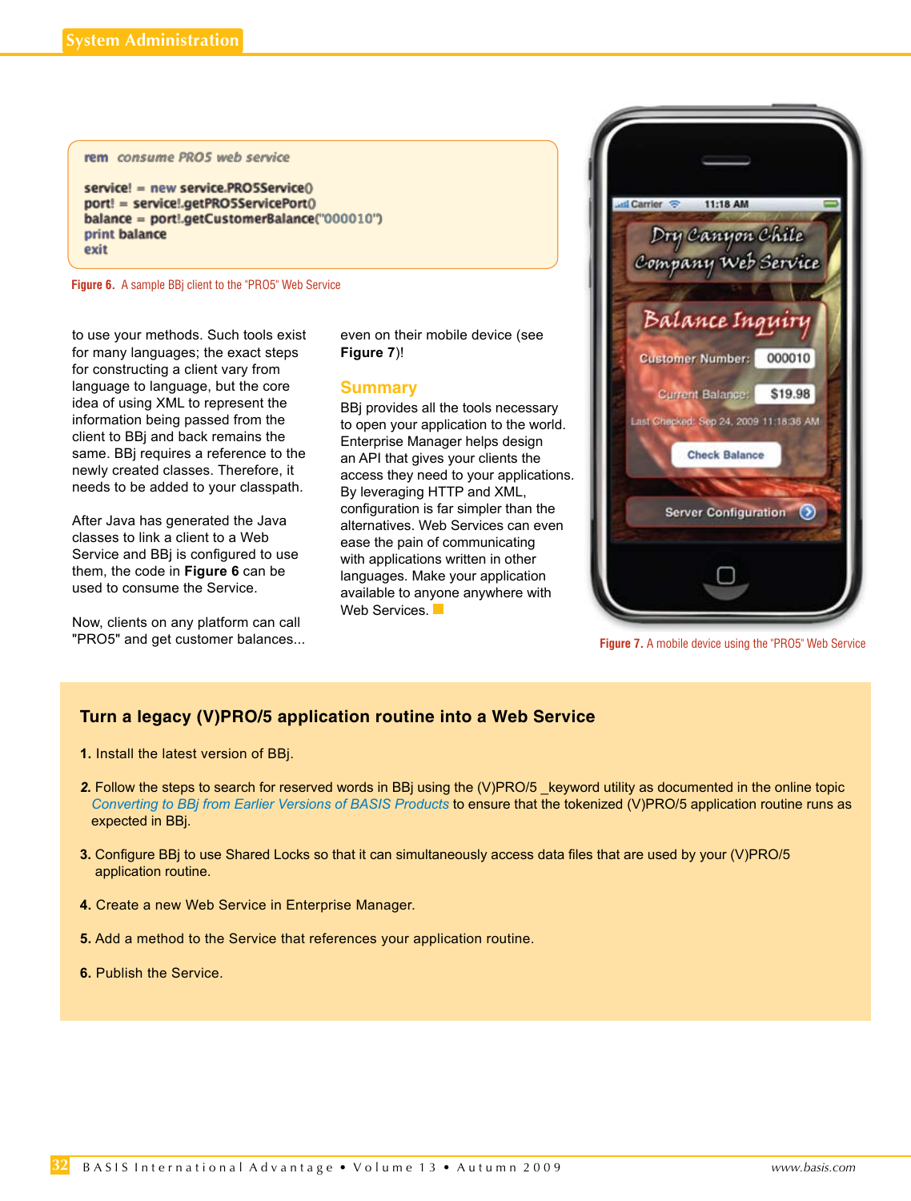```
rem  consume PRO5 web service

service! = new service.PRO5Service()
port! = service!.getPRO5ServicePort()
balance = port!.getCustomerBalance("000010")
print balance
exit
```

**Figure 6.** A sample BBj client to the "PRO5" Web Service

to use your methods. Such tools exist for many languages; the exact steps for constructing a client vary from language to language, but the core idea of using XML to represent the information being passed from the client to BBj and back remains the same. BBj requires a reference to the newly created classes. Therefore, it needs to be added to your classpath.

After Java has generated the Java classes to link a client to a Web Service and BBj is configured to use them, the code in **Figure 6** can be used to consume the Service.

Now, clients on any platform can call "PRO5" and get customer balances... even on their mobile device (see **Figure 7**)!

## Summary

BBj provides all the tools necessary to open your application to the world. Enterprise Manager helps design an API that gives your clients the access they need to your applications. By leveraging HTTP and XML, configuration is far simpler than the alternatives. Web Services can even ease the pain of communicating with applications written in other languages. Make your application available to anyone anywhere with Web Services.

**Figure 7.** A mobile device using the "PRO5" Web Service

## Turn a legacy (V)PRO/5 application routine into a Web Service

1. Install the latest version of BBj.
2. Follow the steps to search for reserved words in BBj using the (V)PRO/5 _keyword utility as documented in the online topic *Converting to BBj from Earlier Versions of BASIS Products* to ensure that the tokenized (V)PRO/5 application routine runs as expected in BBj.
3. Configure BBj to use Shared Locks so that it can simultaneously access data files that are used by your (V)PRO/5 application routine.
4. Create a new Web Service in Enterprise Manager.
5. Add a method to the Service that references your application routine.
6. Publish the Service.